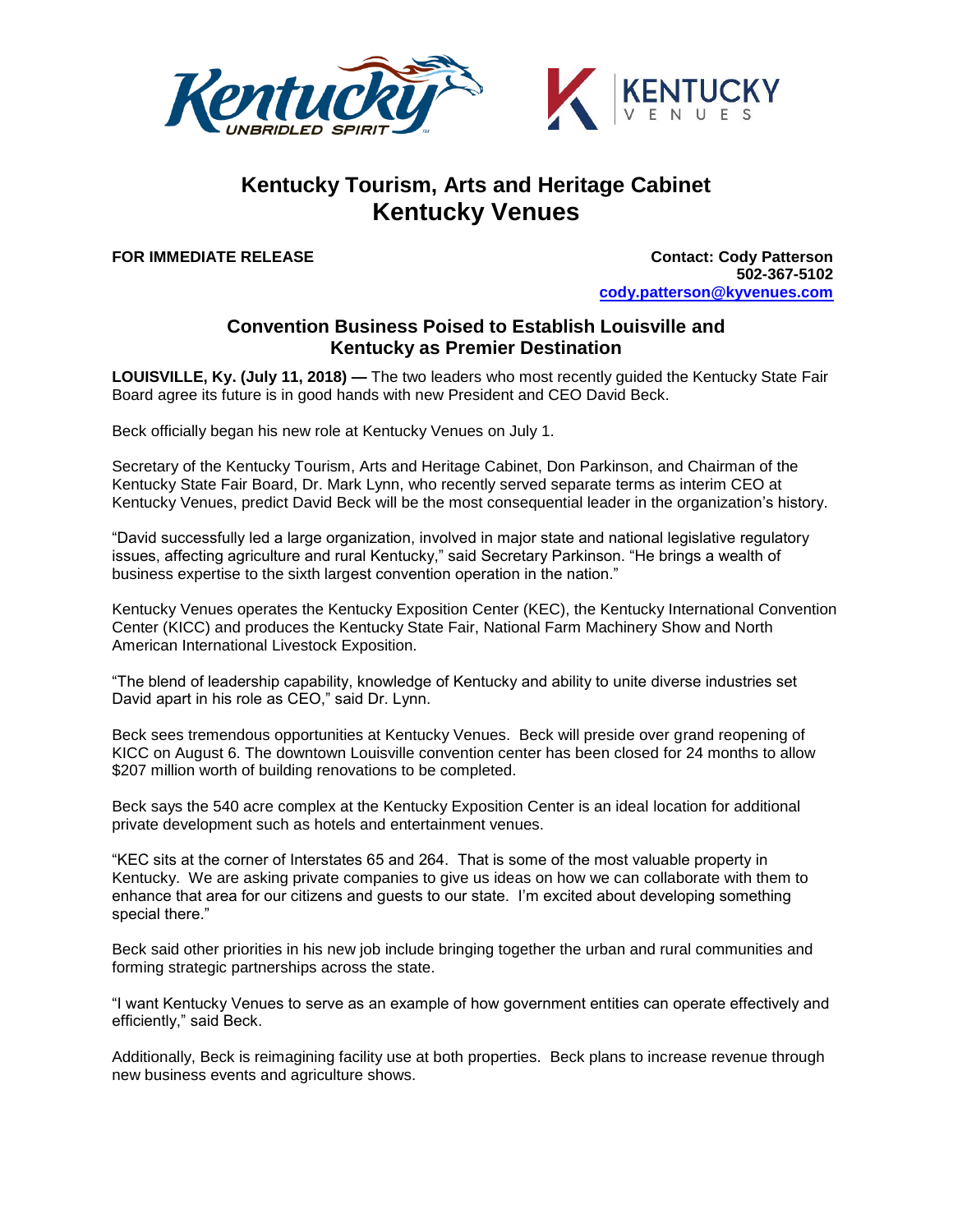# Kentucky Tourism, Arts and Heritage Cabinet
# Kentucky Venues

**FOR IMMEDIATE RELEASE**

**Contact: Cody Patterson**
**502-367-5102**
**cody.patterson@kyvenues.com**

## Convention Business Poised to Establish Louisville and Kentucky as Premier Destination

**LOUISVILLE, Ky. (July 11, 2018) —** The two leaders who most recently guided the Kentucky State Fair Board agree its future is in good hands with new President and CEO David Beck.

Beck officially began his new role at Kentucky Venues on July 1.

Secretary of the Kentucky Tourism, Arts and Heritage Cabinet, Don Parkinson, and Chairman of the Kentucky State Fair Board, Dr. Mark Lynn, who recently served separate terms as interim CEO at Kentucky Venues, predict David Beck will be the most consequential leader in the organization's history.

"David successfully led a large organization, involved in major state and national legislative regulatory issues, affecting agriculture and rural Kentucky," said Secretary Parkinson. "He brings a wealth of business expertise to the sixth largest convention operation in the nation."

Kentucky Venues operates the Kentucky Exposition Center (KEC), the Kentucky International Convention Center (KICC) and produces the Kentucky State Fair, National Farm Machinery Show and North American International Livestock Exposition.

"The blend of leadership capability, knowledge of Kentucky and ability to unite diverse industries set David apart in his role as CEO," said Dr. Lynn.

Beck sees tremendous opportunities at Kentucky Venues. Beck will preside over grand reopening of KICC on August 6. The downtown Louisville convention center has been closed for 24 months to allow $207 million worth of building renovations to be completed.

Beck says the 540 acre complex at the Kentucky Exposition Center is an ideal location for additional private development such as hotels and entertainment venues.

"KEC sits at the corner of Interstates 65 and 264. That is some of the most valuable property in Kentucky. We are asking private companies to give us ideas on how we can collaborate with them to enhance that area for our citizens and guests to our state. I'm excited about developing something special there."

Beck said other priorities in his new job include bringing together the urban and rural communities and forming strategic partnerships across the state.

"I want Kentucky Venues to serve as an example of how government entities can operate effectively and efficiently," said Beck.

Additionally, Beck is reimagining facility use at both properties. Beck plans to increase revenue through new business events and agriculture shows.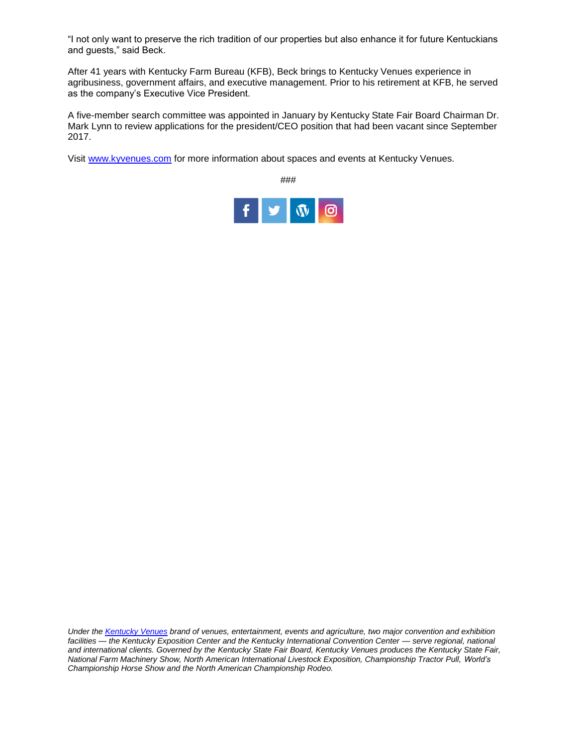"I not only want to preserve the rich tradition of our properties but also enhance it for future Kentuckians and guests," said Beck.

After 41 years with Kentucky Farm Bureau (KFB), Beck brings to Kentucky Venues experience in agribusiness, government affairs, and executive management. Prior to his retirement at KFB, he served as the company's Executive Vice President.

A five-member search committee was appointed in January by Kentucky State Fair Board Chairman Dr. Mark Lynn to review applications for the president/CEO position that had been vacant since September 2017.

Visit [www.kyvenues.com](http://www.kyvenues.com) for more information about spaces and events at Kentucky Venues.

###

*Under the [Kentucky Venues](http://www.kyvenues.com) brand of venues, entertainment, events and agriculture, two major convention and exhibition facilities — the Kentucky Exposition Center and the Kentucky International Convention Center — serve regional, national and international clients. Governed by the Kentucky State Fair Board, Kentucky Venues produces the Kentucky State Fair, National Farm Machinery Show, North American International Livestock Exposition, Championship Tractor Pull, World's Championship Horse Show and the North American Championship Rodeo.*